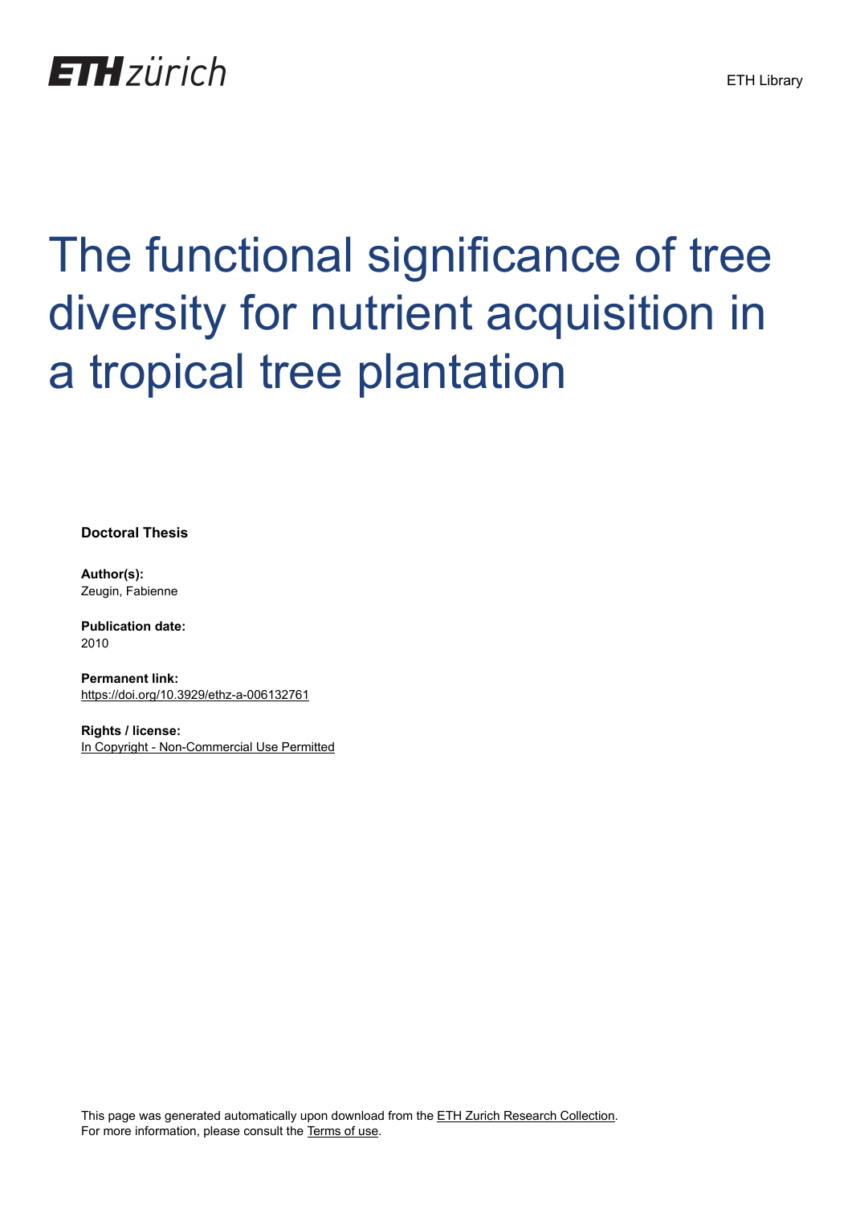ETH zürich

ETH Library

# The functional significance of tree diversity for nutrient acquisition in a tropical tree plantation

**Doctoral Thesis**

**Author(s):**
Zeugin, Fabienne

**Publication date:**
2010

**Permanent link:**
https://doi.org/10.3929/ethz-a-006132761

**Rights / license:**
In Copyright - Non-Commercial Use Permitted

This page was generated automatically upon download from the ETH Zurich Research Collection.
For more information, please consult the Terms of use.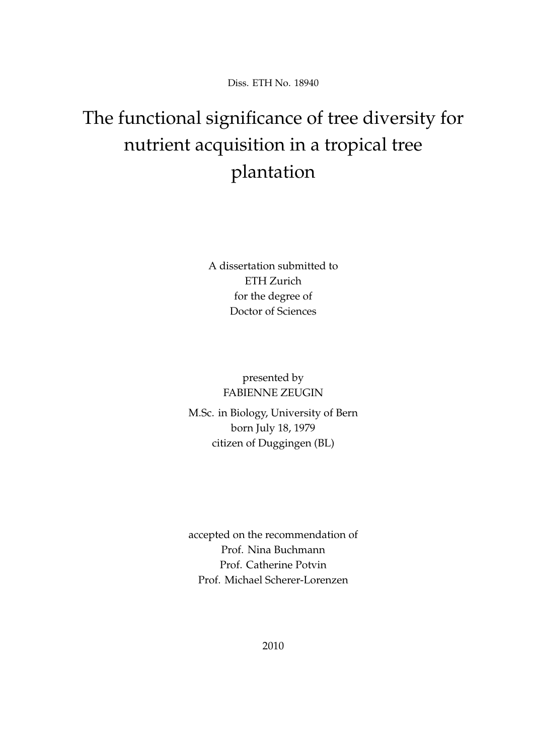Diss. ETH No. 18940

# The functional significance of tree diversity for nutrient acquisition in a tropical tree plantation

A dissertation submitted to
ETH Zurich
for the degree of
Doctor of Sciences

presented by
FABIENNE ZEUGIN

M.Sc. in Biology, University of Bern
born July 18, 1979
citizen of Duggingen (BL)

accepted on the recommendation of
Prof. Nina Buchmann
Prof. Catherine Potvin
Prof. Michael Scherer-Lorenzen

2010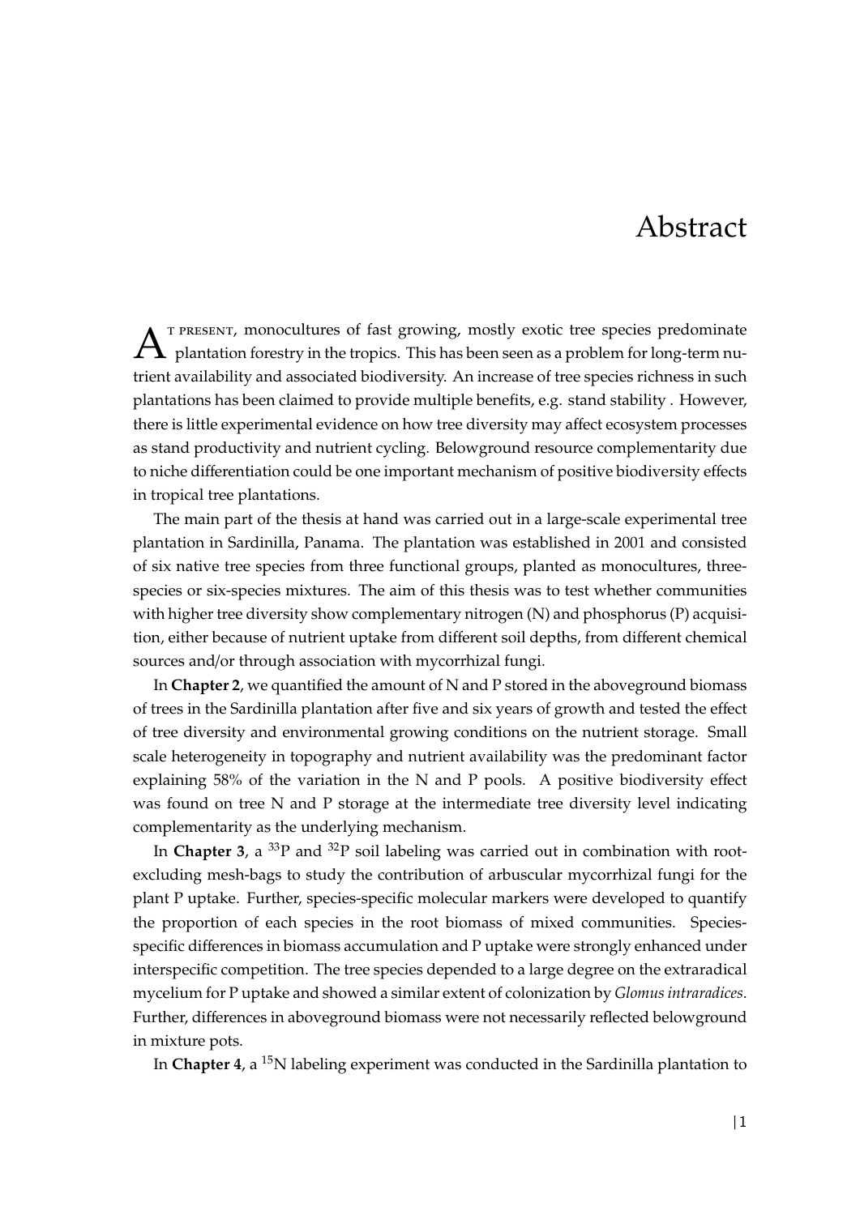# Abstract

At present, monocultures of fast growing, mostly exotic tree species predominate plantation forestry in the tropics. This has been seen as a problem for long-term nutrient availability and associated biodiversity. An increase of tree species richness in such plantations has been claimed to provide multiple benefits, e.g. stand stability . However, there is little experimental evidence on how tree diversity may affect ecosystem processes as stand productivity and nutrient cycling. Belowground resource complementarity due to niche differentiation could be one important mechanism of positive biodiversity effects in tropical tree plantations.

The main part of the thesis at hand was carried out in a large-scale experimental tree plantation in Sardinilla, Panama. The plantation was established in 2001 and consisted of six native tree species from three functional groups, planted as monocultures, three-species or six-species mixtures. The aim of this thesis was to test whether communities with higher tree diversity show complementary nitrogen (N) and phosphorus (P) acquisition, either because of nutrient uptake from different soil depths, from different chemical sources and/or through association with mycorrhizal fungi.

In **Chapter 2**, we quantified the amount of N and P stored in the aboveground biomass of trees in the Sardinilla plantation after five and six years of growth and tested the effect of tree diversity and environmental growing conditions on the nutrient storage. Small scale heterogeneity in topography and nutrient availability was the predominant factor explaining 58% of the variation in the N and P pools. A positive biodiversity effect was found on tree N and P storage at the intermediate tree diversity level indicating complementarity as the underlying mechanism.

In **Chapter 3**, a $^{33}P$ and $^{32}P$ soil labeling was carried out in combination with root-excluding mesh-bags to study the contribution of arbuscular mycorrhizal fungi for the plant P uptake. Further, species-specific molecular markers were developed to quantify the proportion of each species in the root biomass of mixed communities. Species-specific differences in biomass accumulation and P uptake were strongly enhanced under interspecific competition. The tree species depended to a large degree on the extraradical mycelium for P uptake and showed a similar extent of colonization by *Glomus intraradices*. Further, differences in aboveground biomass were not necessarily reflected belowground in mixture pots.

In **Chapter 4**, a $^{15}N$ labeling experiment was conducted in the Sardinilla plantation to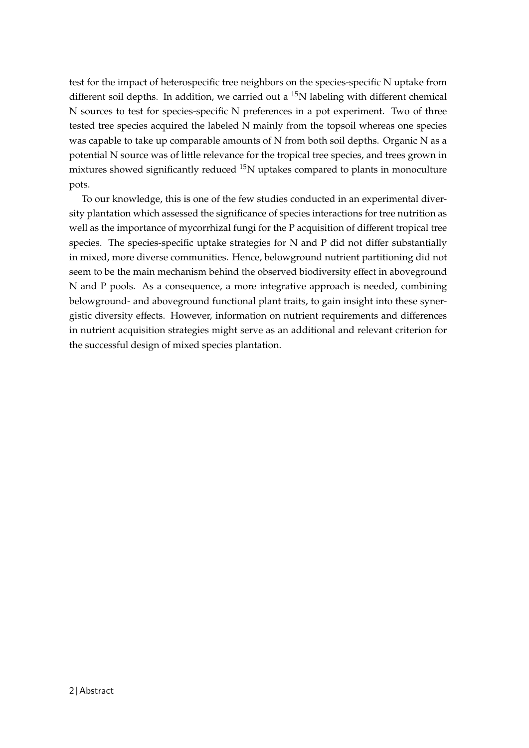test for the impact of heterospecific tree neighbors on the species-specific N uptake from different soil depths. In addition, we carried out a $^{15}N$ labeling with different chemical N sources to test for species-specific N preferences in a pot experiment. Two of three tested tree species acquired the labeled N mainly from the topsoil whereas one species was capable to take up comparable amounts of N from both soil depths. Organic N as a potential N source was of little relevance for the tropical tree species, and trees grown in mixtures showed significantly reduced $^{15}N$ uptakes compared to plants in monoculture pots.

To our knowledge, this is one of the few studies conducted in an experimental diversity plantation which assessed the significance of species interactions for tree nutrition as well as the importance of mycorrhizal fungi for the P acquisition of different tropical tree species. The species-specific uptake strategies for N and P did not differ substantially in mixed, more diverse communities. Hence, belowground nutrient partitioning did not seem to be the main mechanism behind the observed biodiversity effect in aboveground N and P pools. As a consequence, a more integrative approach is needed, combining belowground- and aboveground functional plant traits, to gain insight into these synergistic diversity effects. However, information on nutrient requirements and differences in nutrient acquisition strategies might serve as an additional and relevant criterion for the successful design of mixed species plantation.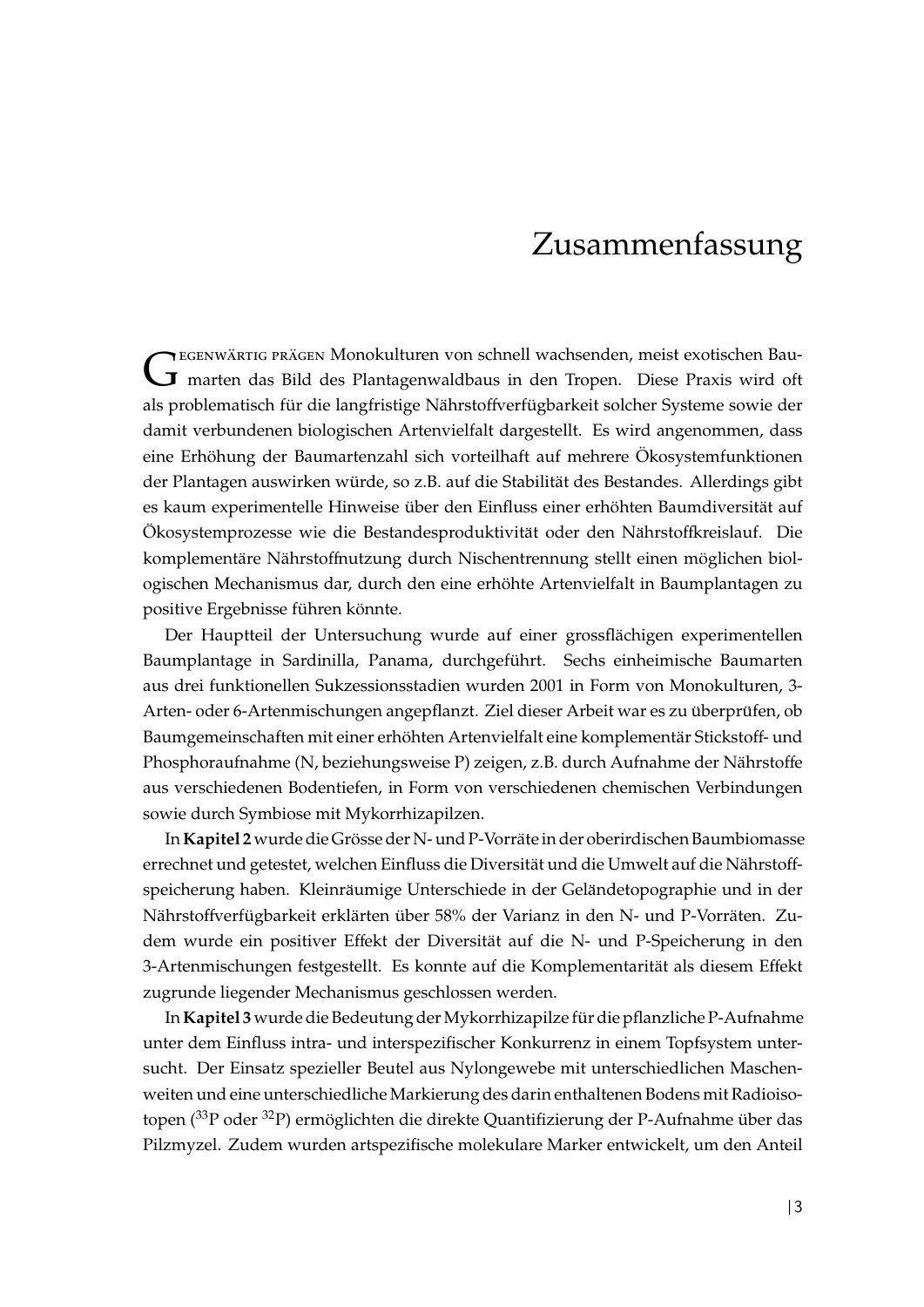# Zusammenfassung

Gegenwärtig prägen Monokulturen von schnell wachsenden, meist exotischen Baumarten das Bild des Plantagenwaldbaus in den Tropen. Diese Praxis wird oft als problematisch für die langfristige Nährstoffverfügbarkeit solcher Systeme sowie der damit verbundenen biologischen Artenvielfalt dargestellt. Es wird angenommen, dass eine Erhöhung der Baumartenzahl sich vorteilhaft auf mehrere Ökosystemfunktionen der Plantagen auswirken würde, so z.B. auf die Stabilität des Bestandes. Allerdings gibt es kaum experimentelle Hinweise über den Einfluss einer erhöhten Baumdiversität auf Ökosystemprozesse wie die Bestandesproduktivität oder den Nährstoffkreislauf. Die komplementäre Nährstoffnutzung durch Nischentrennung stellt einen möglichen biologischen Mechanismus dar, durch den eine erhöhte Artenvielfalt in Baumplantagen zu positive Ergebnisse führen könnte.

Der Hauptteil der Untersuchung wurde auf einer grossflächigen experimentellen Baumplantage in Sardinilla, Panama, durchgeführt. Sechs einheimische Baumarten aus drei funktionellen Sukzessionsstadien wurden 2001 in Form von Monokulturen, 3-Arten- oder 6-Artenmischungen angepflanzt. Ziel dieser Arbeit war es zu überprüfen, ob Baumgemeinschaften mit einer erhöhten Artenvielfalt eine komplementär Stickstoff- und Phosphoraufnahme (N, beziehungsweise P) zeigen, z.B. durch Aufnahme der Nährstoffe aus verschiedenen Bodentiefen, in Form von verschiedenen chemischen Verbindungen sowie durch Symbiose mit Mykorrhizapilzen.

In **Kapitel 2** wurde die Grösse der N- und P-Vorräte in der oberirdischen Baumbiomasse errechnet und getestet, welchen Einfluss die Diversität und die Umwelt auf die Nährstoffspeicherung haben. Kleinräumige Unterschiede in der Geländetopographie und in der Nährstoffverfügbarkeit erklärten über 58% der Varianz in den N- und P-Vorräten. Zudem wurde ein positiver Effekt der Diversität auf die N- und P-Speicherung in den 3-Artenmischungen festgestellt. Es konnte auf die Komplementarität als diesem Effekt zugrunde liegender Mechanismus geschlossen werden.

In **Kapitel 3** wurde die Bedeutung der Mykorrhizapilze für die pflanzliche P-Aufnahme unter dem Einfluss intra- und interspezifischer Konkurrenz in einem Topfsystem untersucht. Der Einsatz spezieller Beutel aus Nylongewebe mit unterschiedlichen Maschenweiten und eine unterschiedliche Markierung des darin enthaltenen Bodens mit Radioisotopen ($^{33}P$ oder $^{32}P$) ermöglichten die direkte Quantifizierung der P-Aufnahme über das Pilzmyzel. Zudem wurden artspezifische molekulare Marker entwickelt, um den Anteil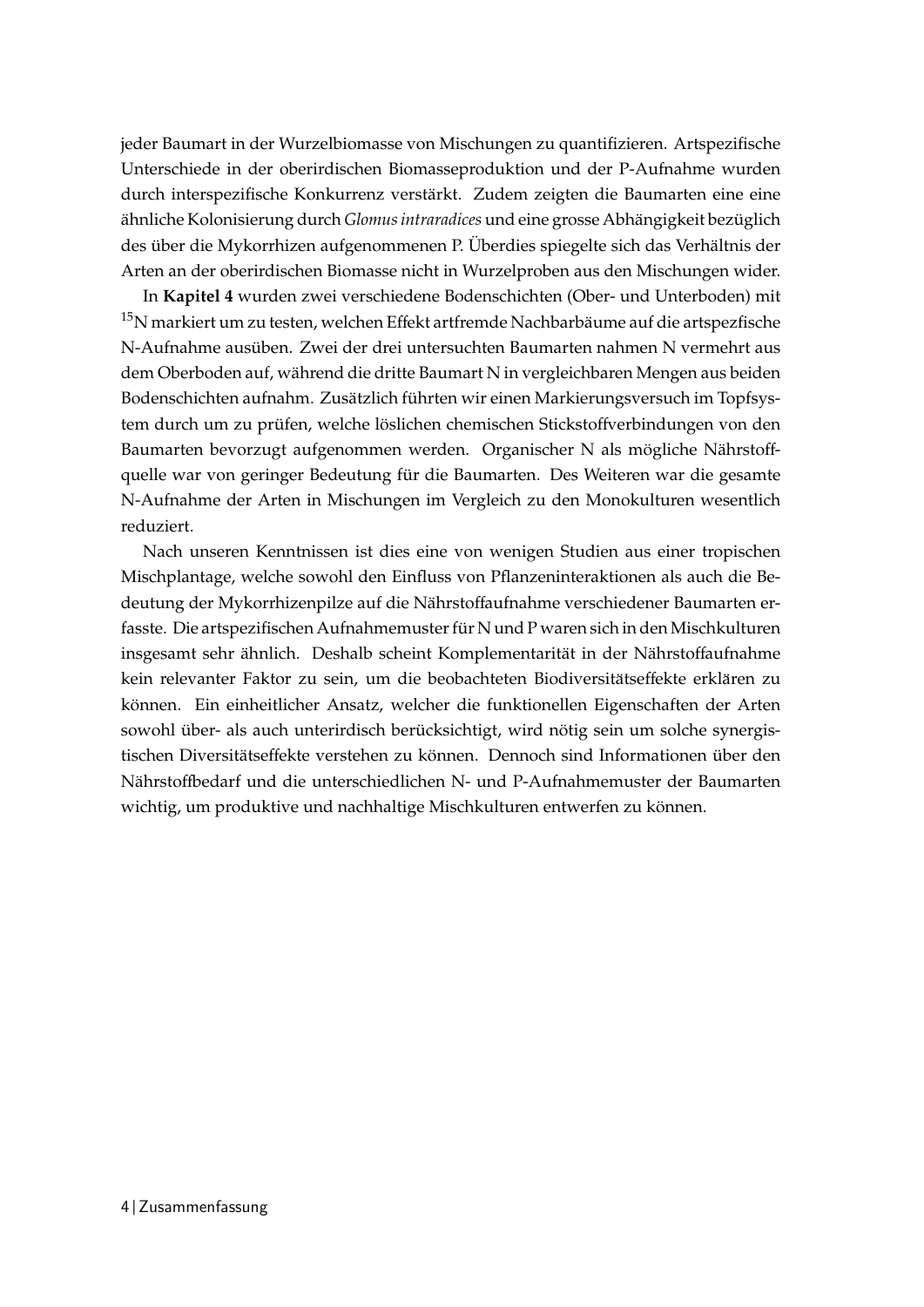jeder Baumart in der Wurzelbiomasse von Mischungen zu quantifizieren. Artspezifische Unterschiede in der oberirdischen Biomasseproduktion und der P-Aufnahme wurden durch interspezifische Konkurrenz verstärkt. Zudem zeigten die Baumarten eine eine ähnliche Kolonisierung durch *Glomus intraradices* und eine grosse Abhängigkeit bezüglich des über die Mykorrhizen aufgenommenen P. Überdies spiegelte sich das Verhältnis der Arten an der oberirdischen Biomasse nicht in Wurzelproben aus den Mischungen wider.

In **Kapitel 4** wurden zwei verschiedene Bodenschichten (Ober- und Unterboden) mit $^{15}N$ markiert um zu testen, welchen Effekt artfremde Nachbarbäume auf die artspezfische N-Aufnahme ausüben. Zwei der drei untersuchten Baumarten nahmen N vermehrt aus dem Oberboden auf, während die dritte Baumart N in vergleichbaren Mengen aus beiden Bodenschichten aufnahm. Zusätzlich führten wir einen Markierungsversuch im Topfsystem durch um zu prüfen, welche löslichen chemischen Stickstoffverbindungen von den Baumarten bevorzugt aufgenommen werden. Organischer N als mögliche Nährstoffquelle war von geringer Bedeutung für die Baumarten. Des Weiteren war die gesamte N-Aufnahme der Arten in Mischungen im Vergleich zu den Monokulturen wesentlich reduziert.

Nach unseren Kenntnissen ist dies eine von wenigen Studien aus einer tropischen Mischplantage, welche sowohl den Einfluss von Pflanzeninteraktionen als auch die Bedeutung der Mykorrhizenpilze auf die Nährstoffaufnahme verschiedener Baumarten erfasste. Die artspezifischen Aufnahmemuster für N und P waren sich in den Mischkulturen insgesamt sehr ähnlich. Deshalb scheint Komplementarität in der Nährstoffaufnahme kein relevanter Faktor zu sein, um die beobachteten Biodiversitätseffekte erklären zu können. Ein einheitlicher Ansatz, welcher die funktionellen Eigenschaften der Arten sowohl über- als auch unterirdisch berücksichtigt, wird nötig sein um solche synergistischen Diversitätseffekte verstehen zu können. Dennoch sind Informationen über den Nährstoffbedarf und die unterschiedlichen N- und P-Aufnahmemuster der Baumarten wichtig, um produktive und nachhaltige Mischkulturen entwerfen zu können.